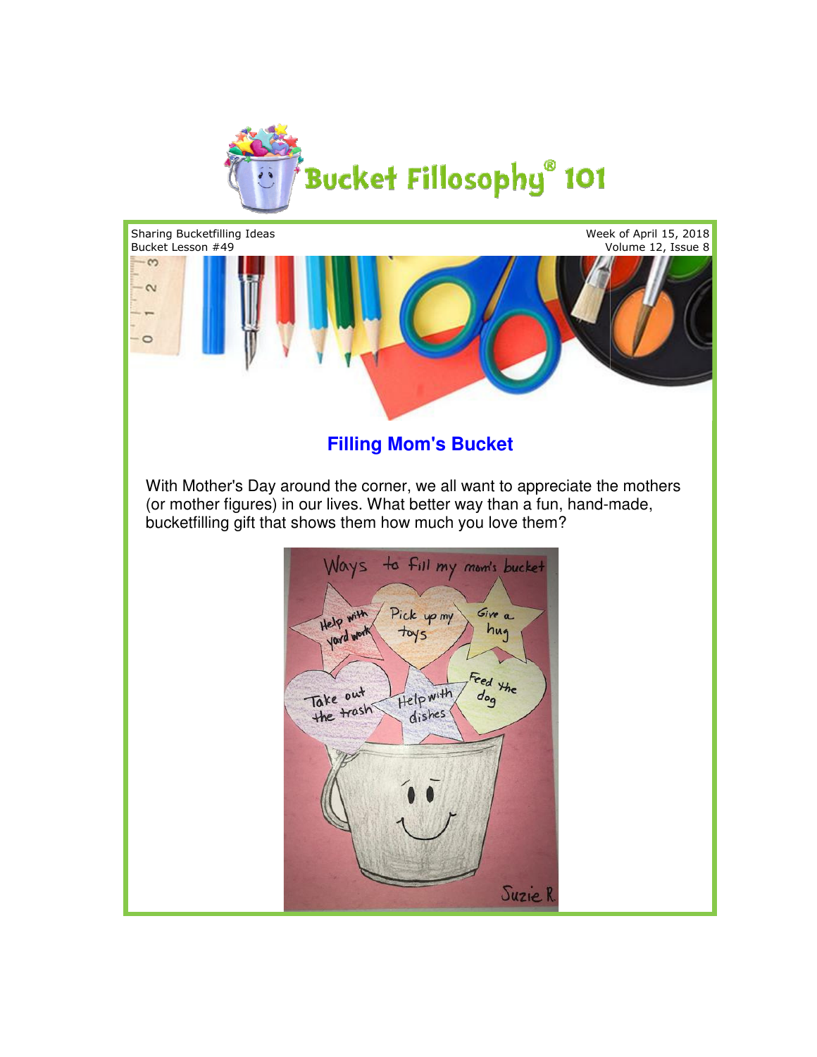# Bucket Fillosophy® 101

Sharing Bucketfilling Ideas
Bucket Lesson #49

Week of April 15, 2018
Volume 12, Issue 8

## Filling Mom's Bucket

With Mother's Day around the corner, we all want to appreciate the mothers (or mother figures) in our lives. What better way than a fun, hand-made, bucketfilling gift that shows them how much you love them?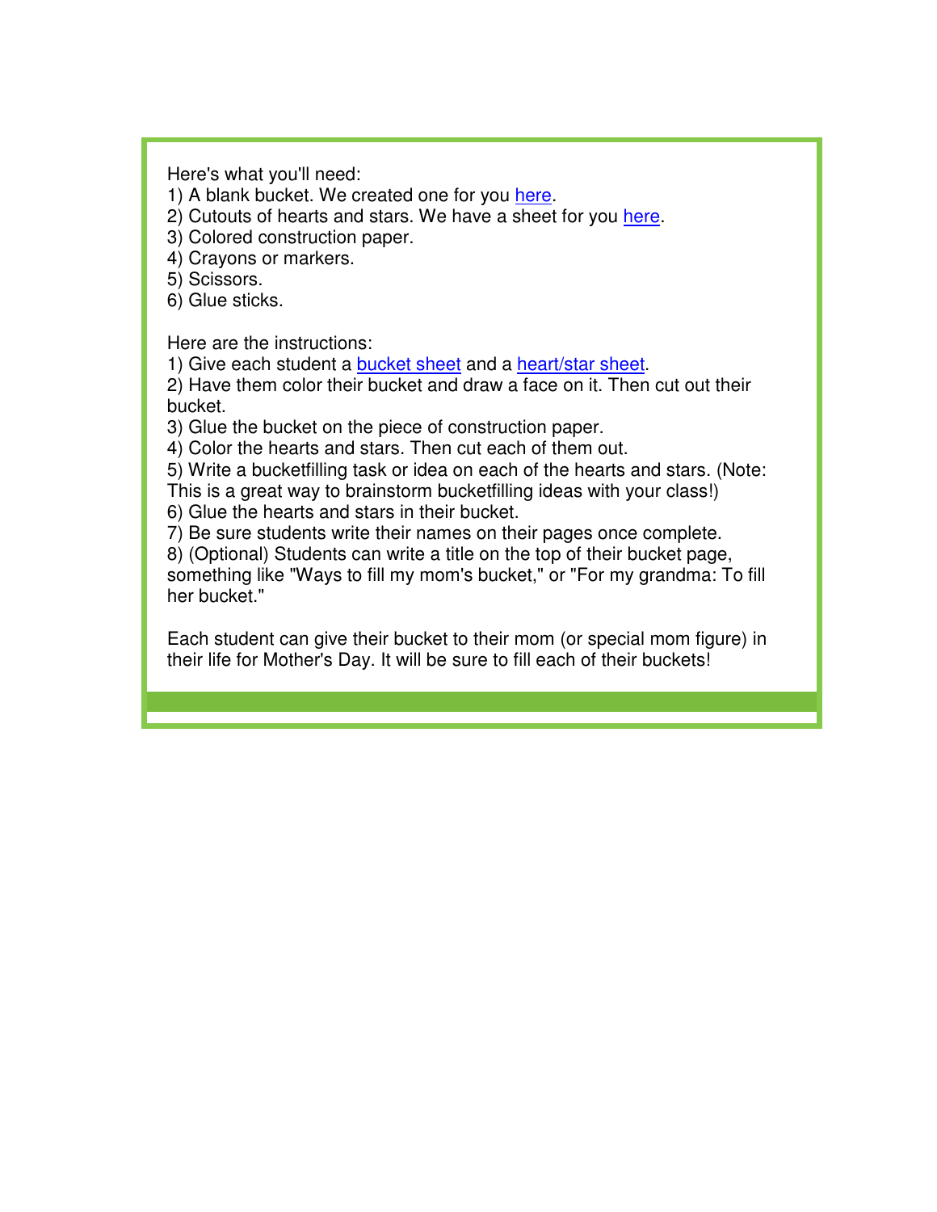Here's what you'll need:

1) A blank bucket. We created one for you here.
2) Cutouts of hearts and stars. We have a sheet for you here.
3) Colored construction paper.
4) Crayons or markers.
5) Scissors.
6) Glue sticks.

Here are the instructions:

1) Give each student a bucket sheet and a heart/star sheet.
2) Have them color their bucket and draw a face on it. Then cut out their bucket.
3) Glue the bucket on the piece of construction paper.
4) Color the hearts and stars. Then cut each of them out.
5) Write a bucketfilling task or idea on each of the hearts and stars. (Note: This is a great way to brainstorm bucketfilling ideas with your class!)
6) Glue the hearts and stars in their bucket.
7) Be sure students write their names on their pages once complete.
8) (Optional) Students can write a title on the top of their bucket page, something like "Ways to fill my mom's bucket," or "For my grandma: To fill her bucket."

Each student can give their bucket to their mom (or special mom figure) in their life for Mother's Day. It will be sure to fill each of their buckets!